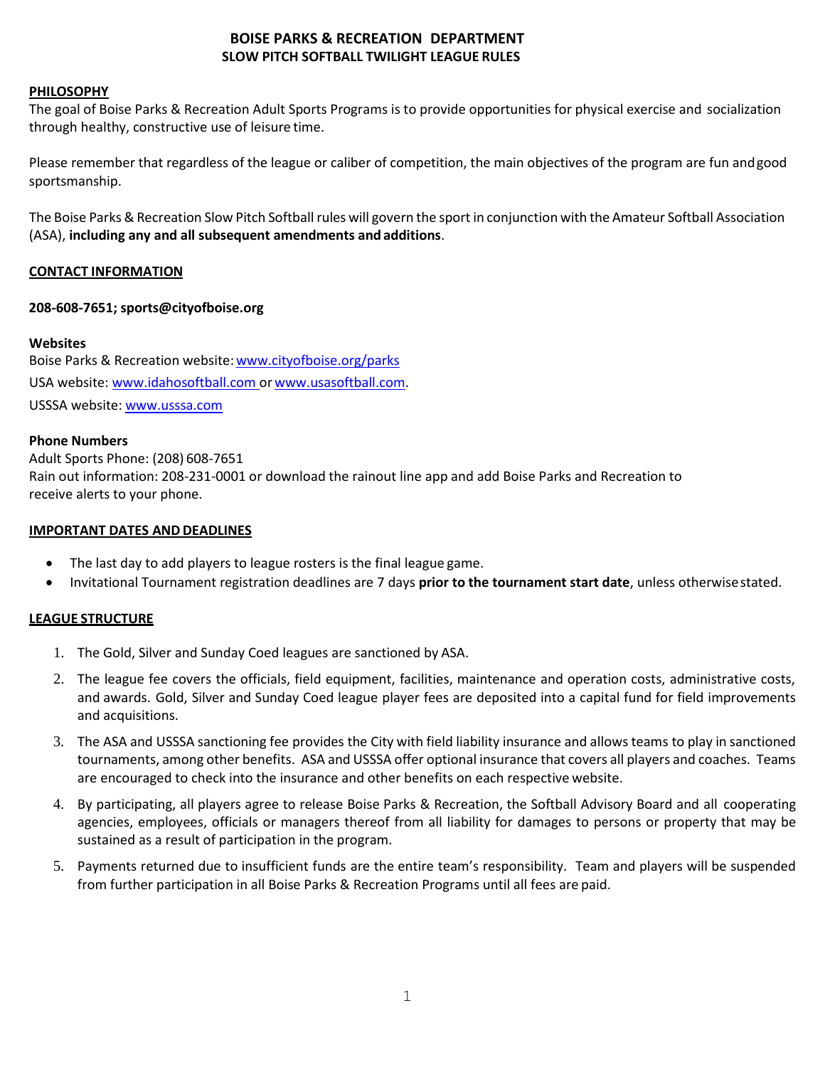# BOISE PARKS & RECREATION DEPARTMENT
## SLOW PITCH SOFTBALL TWILIGHT LEAGUE RULES

### PHILOSOPHY

The goal of Boise Parks & Recreation Adult Sports Programs is to provide opportunities for physical exercise and socialization through healthy, constructive use of leisure time.

Please remember that regardless of the league or caliber of competition, the main objectives of the program are fun and good sportsmanship.

The Boise Parks & Recreation Slow Pitch Softball rules will govern the sport in conjunction with the Amateur Softball Association (ASA), **including any and all subsequent amendments and additions**.

### CONTACT INFORMATION

**208-608-7651; sports@cityofboise.org**

**Websites**

Boise Parks & Recreation website: www.cityofboise.org/parks

USA website: www.idahosoftball.com or www.usasoftball.com.

USSSA website: www.usssa.com

**Phone Numbers**

Adult Sports Phone: (208) 608-7651

Rain out information: 208-231-0001 or download the rainout line app and add Boise Parks and Recreation to receive alerts to your phone.

### IMPORTANT DATES AND DEADLINES

- The last day to add players to league rosters is the final league game.
- Invitational Tournament registration deadlines are 7 days **prior to the tournament start date**, unless otherwise stated.

### LEAGUE STRUCTURE

1. The Gold, Silver and Sunday Coed leagues are sanctioned by ASA.
2. The league fee covers the officials, field equipment, facilities, maintenance and operation costs, administrative costs, and awards. Gold, Silver and Sunday Coed league player fees are deposited into a capital fund for field improvements and acquisitions.
3. The ASA and USSSA sanctioning fee provides the City with field liability insurance and allows teams to play in sanctioned tournaments, among other benefits. ASA and USSSA offer optional insurance that covers all players and coaches. Teams are encouraged to check into the insurance and other benefits on each respective website.
4. By participating, all players agree to release Boise Parks & Recreation, the Softball Advisory Board and all cooperating agencies, employees, officials or managers thereof from all liability for damages to persons or property that may be sustained as a result of participation in the program.
5. Payments returned due to insufficient funds are the entire team's responsibility. Team and players will be suspended from further participation in all Boise Parks & Recreation Programs until all fees are paid.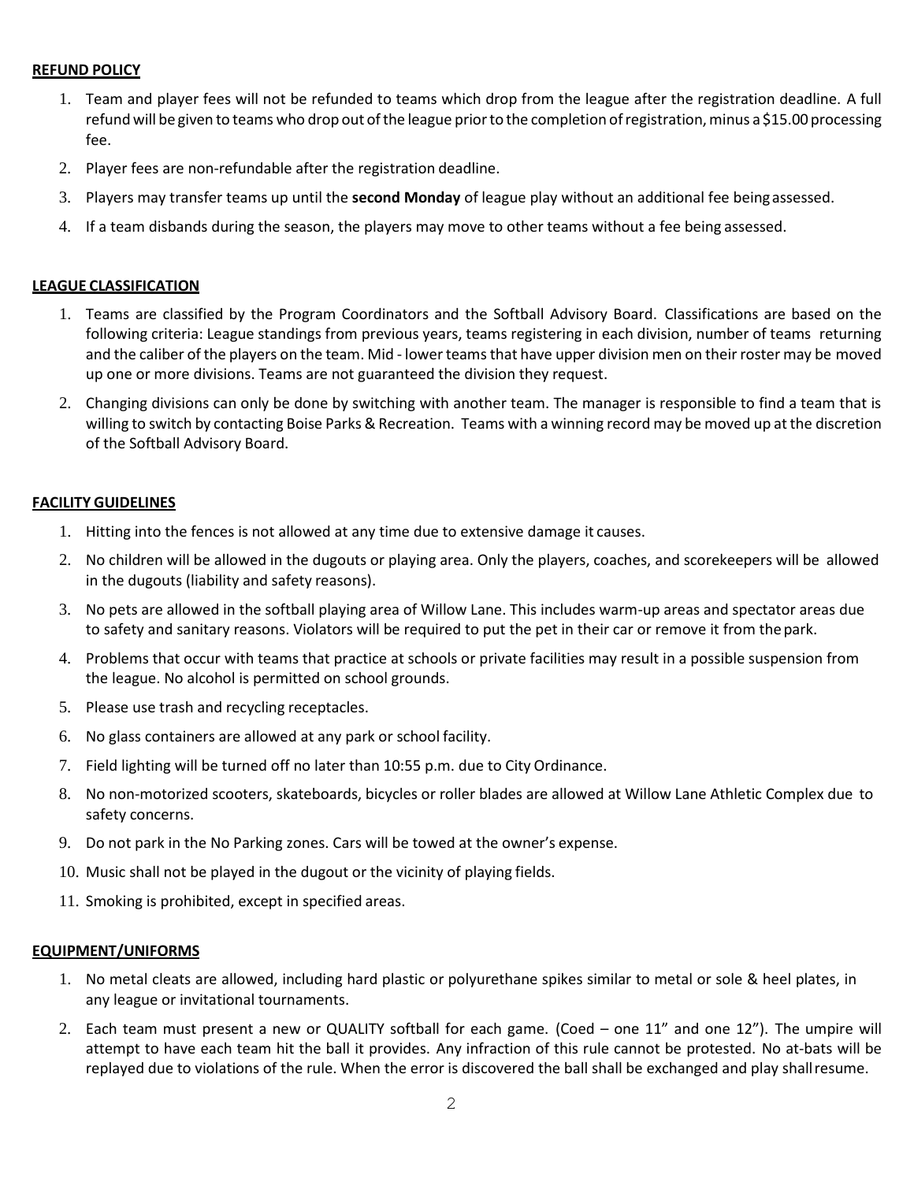**REFUND POLICY**

1. Team and player fees will not be refunded to teams which drop from the league after the registration deadline. A full refund will be given to teams who drop out of the league prior to the completion of registration, minus a $15.00 processing fee.
2. Player fees are non-refundable after the registration deadline.
3. Players may transfer teams up until the **second Monday** of league play without an additional fee being assessed.
4. If a team disbands during the season, the players may move to other teams without a fee being assessed.

**LEAGUE CLASSIFICATION**

1. Teams are classified by the Program Coordinators and the Softball Advisory Board. Classifications are based on the following criteria: League standings from previous years, teams registering in each division, number of teams returning and the caliber of the players on the team. Mid - lower teams that have upper division men on their roster may be moved up one or more divisions. Teams are not guaranteed the division they request.
2. Changing divisions can only be done by switching with another team. The manager is responsible to find a team that is willing to switch by contacting Boise Parks & Recreation. Teams with a winning record may be moved up at the discretion of the Softball Advisory Board.

**FACILITY GUIDELINES**

1. Hitting into the fences is not allowed at any time due to extensive damage it causes.
2. No children will be allowed in the dugouts or playing area. Only the players, coaches, and scorekeepers will be allowed in the dugouts (liability and safety reasons).
3. No pets are allowed in the softball playing area of Willow Lane. This includes warm-up areas and spectator areas due to safety and sanitary reasons. Violators will be required to put the pet in their car or remove it from the park.
4. Problems that occur with teams that practice at schools or private facilities may result in a possible suspension from the league. No alcohol is permitted on school grounds.
5. Please use trash and recycling receptacles.
6. No glass containers are allowed at any park or school facility.
7. Field lighting will be turned off no later than 10:55 p.m. due to City Ordinance.
8. No non-motorized scooters, skateboards, bicycles or roller blades are allowed at Willow Lane Athletic Complex due to safety concerns.
9. Do not park in the No Parking zones. Cars will be towed at the owner's expense.
10. Music shall not be played in the dugout or the vicinity of playing fields.
11. Smoking is prohibited, except in specified areas.

**EQUIPMENT/UNIFORMS**

1. No metal cleats are allowed, including hard plastic or polyurethane spikes similar to metal or sole & heel plates, in any league or invitational tournaments.
2. Each team must present a new or QUALITY softball for each game. (Coed – one 11" and one 12"). The umpire will attempt to have each team hit the ball it provides. Any infraction of this rule cannot be protested. No at-bats will be replayed due to violations of the rule. When the error is discovered the ball shall be exchanged and play shall resume.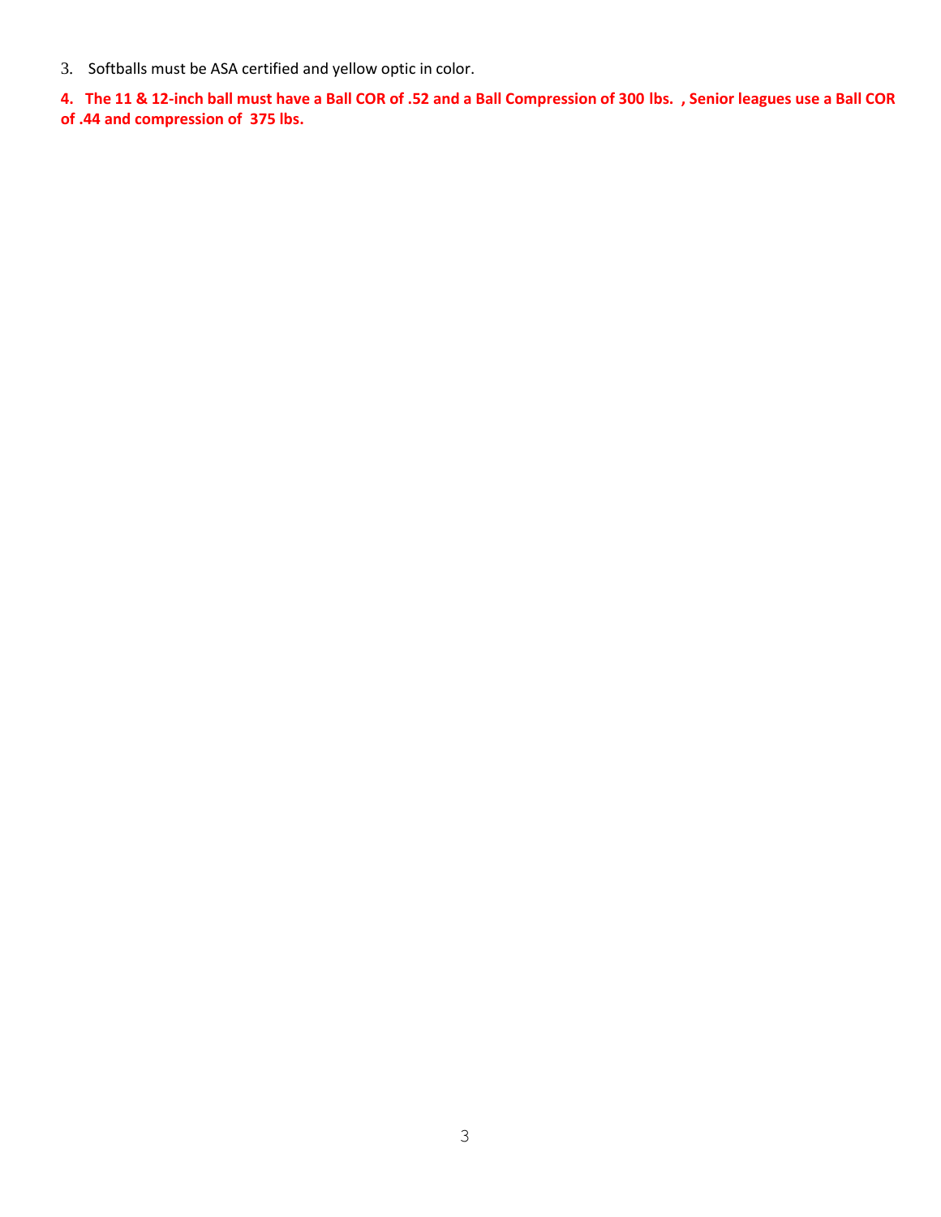3. Softballs must be ASA certified and yellow optic in color.

**4. The 11 & 12-inch ball must have a Ball COR of .52 and a Ball Compression of 300 lbs. , Senior leagues use a Ball COR of .44 and compression of 375 lbs.**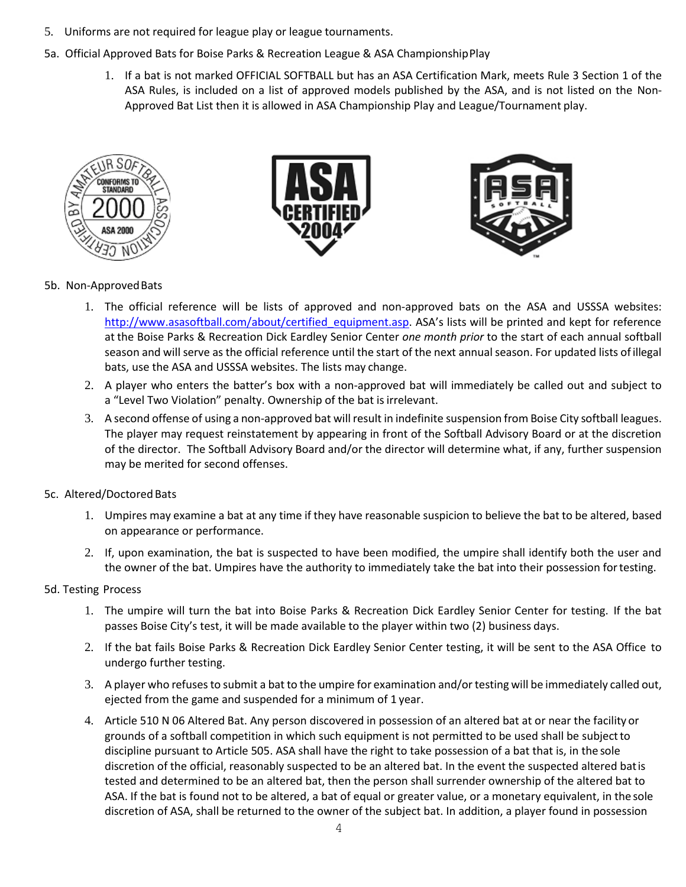5. Uniforms are not required for league play or league tournaments.

5a. Official Approved Bats for Boise Parks & Recreation League & ASA Championship Play

1. If a bat is not marked OFFICIAL SOFTBALL but has an ASA Certification Mark, meets Rule 3 Section 1 of the ASA Rules, is included on a list of approved models published by the ASA, and is not listed on the Non-Approved Bat List then it is allowed in ASA Championship Play and League/Tournament play.

5b. Non-Approved Bats

1. The official reference will be lists of approved and non-approved bats on the ASA and USSSA websites: [http://www.asasoftball.com/about/certified_equipment.asp](http://www.asasoftball.com/about/certified_equipment.asp). ASA's lists will be printed and kept for reference at the Boise Parks & Recreation Dick Eardley Senior Center *one month prior* to the start of each annual softball season and will serve as the official reference until the start of the next annual season. For updated lists of illegal bats, use the ASA and USSSA websites. The lists may change.
2. A player who enters the batter's box with a non-approved bat will immediately be called out and subject to a "Level Two Violation" penalty. Ownership of the bat is irrelevant.
3. A second offense of using a non-approved bat will result in indefinite suspension from Boise City softball leagues. The player may request reinstatement by appearing in front of the Softball Advisory Board or at the discretion of the director. The Softball Advisory Board and/or the director will determine what, if any, further suspension may be merited for second offenses.

5c. Altered/Doctored Bats

1. Umpires may examine a bat at any time if they have reasonable suspicion to believe the bat to be altered, based on appearance or performance.
2. If, upon examination, the bat is suspected to have been modified, the umpire shall identify both the user and the owner of the bat. Umpires have the authority to immediately take the bat into their possession for testing.

5d. Testing Process

1. The umpire will turn the bat into Boise Parks & Recreation Dick Eardley Senior Center for testing. If the bat passes Boise City's test, it will be made available to the player within two (2) business days.
2. If the bat fails Boise Parks & Recreation Dick Eardley Senior Center testing, it will be sent to the ASA Office to undergo further testing.
3. A player who refuses to submit a bat to the umpire for examination and/or testing will be immediately called out, ejected from the game and suspended for a minimum of 1 year.
4. Article 510 N 06 Altered Bat. Any person discovered in possession of an altered bat at or near the facility or grounds of a softball competition in which such equipment is not permitted to be used shall be subject to discipline pursuant to Article 505. ASA shall have the right to take possession of a bat that is, in the sole discretion of the official, reasonably suspected to be an altered bat. In the event the suspected altered bat is tested and determined to be an altered bat, then the person shall surrender ownership of the altered bat to ASA. If the bat is found not to be altered, a bat of equal or greater value, or a monetary equivalent, in the sole discretion of ASA, shall be returned to the owner of the subject bat. In addition, a player found in possession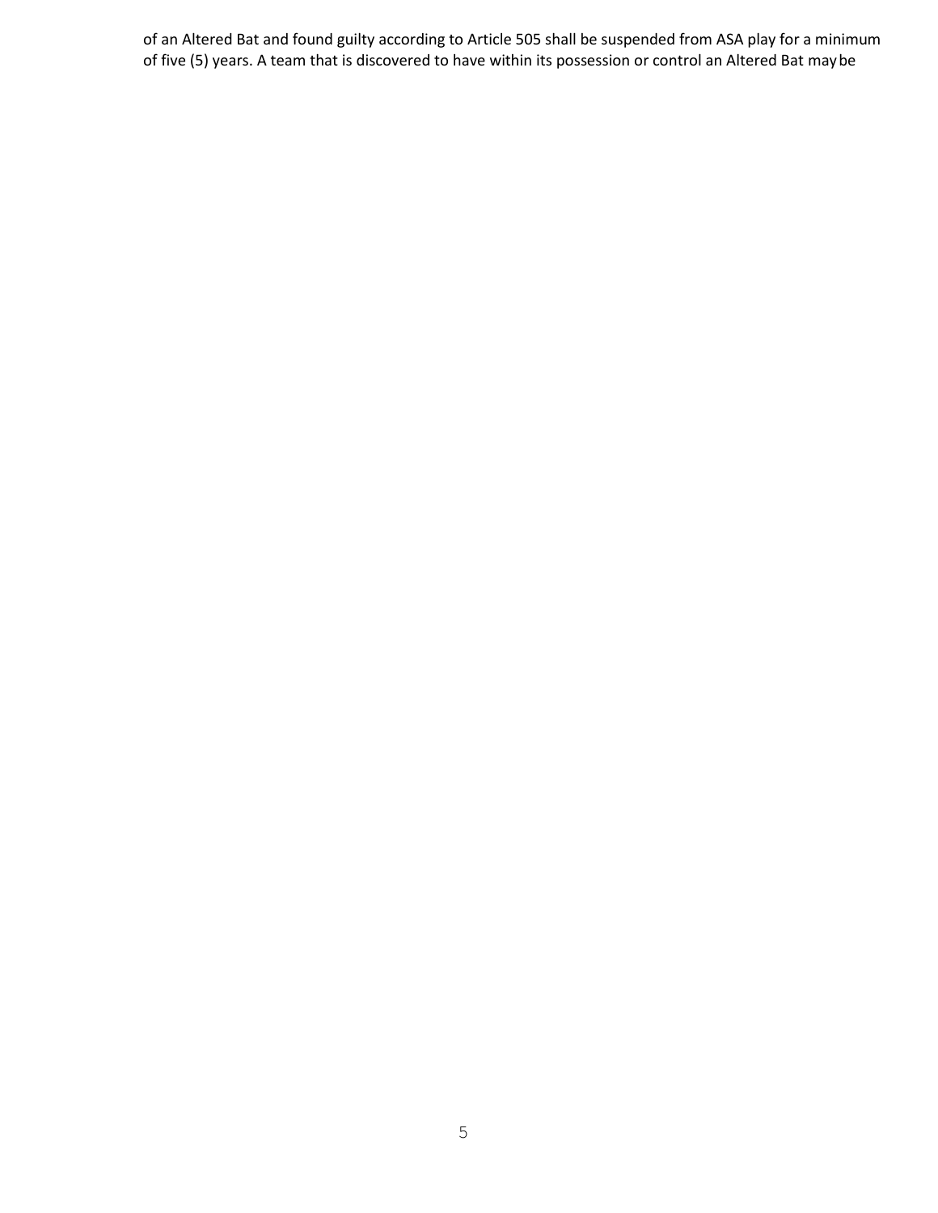of an Altered Bat and found guilty according to Article 505 shall be suspended from ASA play for a minimum of five (5) years. A team that is discovered to have within its possession or control an Altered Bat may be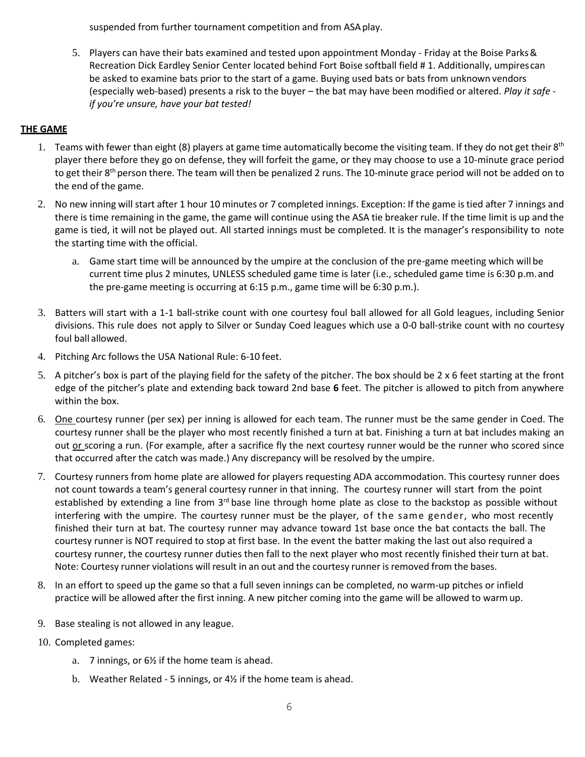suspended from further tournament competition and from ASA play.

5. Players can have their bats examined and tested upon appointment Monday - Friday at the Boise Parks & Recreation Dick Eardley Senior Center located behind Fort Boise softball field # 1. Additionally, umpires can be asked to examine bats prior to the start of a game. Buying used bats or bats from unknown vendors (especially web-based) presents a risk to the buyer – the bat may have been modified or altered. *Play it safe - if you're unsure, have your bat tested!*

## THE GAME

1. Teams with fewer than eight (8) players at game time automatically become the visiting team. If they do not get their 8th player there before they go on defense, they will forfeit the game, or they may choose to use a 10-minute grace period to get their 8th person there. The team will then be penalized 2 runs. The 10-minute grace period will not be added on to the end of the game.
2. No new inning will start after 1 hour 10 minutes or 7 completed innings. Exception: If the game is tied after 7 innings and there is time remaining in the game, the game will continue using the ASA tie breaker rule. If the time limit is up and the game is tied, it will not be played out. All started innings must be completed. It is the manager's responsibility to note the starting time with the official.
   a. Game start time will be announced by the umpire at the conclusion of the pre-game meeting which will be current time plus 2 minutes, UNLESS scheduled game time is later (i.e., scheduled game time is 6:30 p.m. and the pre-game meeting is occurring at 6:15 p.m., game time will be 6:30 p.m.).
3. Batters will start with a 1-1 ball-strike count with one courtesy foul ball allowed for all Gold leagues, including Senior divisions. This rule does not apply to Silver or Sunday Coed leagues which use a 0-0 ball-strike count with no courtesy foul ball allowed.
4. Pitching Arc follows the USA National Rule: 6-10 feet.
5. A pitcher's box is part of the playing field for the safety of the pitcher. The box should be 2 x 6 feet starting at the front edge of the pitcher's plate and extending back toward 2nd base **6** feet. The pitcher is allowed to pitch from anywhere within the box.
6. One courtesy runner (per sex) per inning is allowed for each team. The runner must be the same gender in Coed. The courtesy runner shall be the player who most recently finished a turn at bat. Finishing a turn at bat includes making an out or scoring a run. (For example, after a sacrifice fly the next courtesy runner would be the runner who scored since that occurred after the catch was made.) Any discrepancy will be resolved by the umpire.
7. Courtesy runners from home plate are allowed for players requesting ADA accommodation. This courtesy runner does not count towards a team's general courtesy runner in that inning. The courtesy runner will start from the point established by extending a line from 3rd base line through home plate as close to the backstop as possible without interfering with the umpire. The courtesy runner must be the player, of the same gender, who most recently finished their turn at bat. The courtesy runner may advance toward 1st base once the bat contacts the ball. The courtesy runner is NOT required to stop at first base. In the event the batter making the last out also required a courtesy runner, the courtesy runner duties then fall to the next player who most recently finished their turn at bat. Note: Courtesy runner violations will result in an out and the courtesy runner is removed from the bases.
8. In an effort to speed up the game so that a full seven innings can be completed, no warm-up pitches or infield practice will be allowed after the first inning. A new pitcher coming into the game will be allowed to warm up.
9. Base stealing is not allowed in any league.
10. Completed games:
    a. 7 innings, or 6½ if the home team is ahead.
    b. Weather Related - 5 innings, or 4½ if the home team is ahead.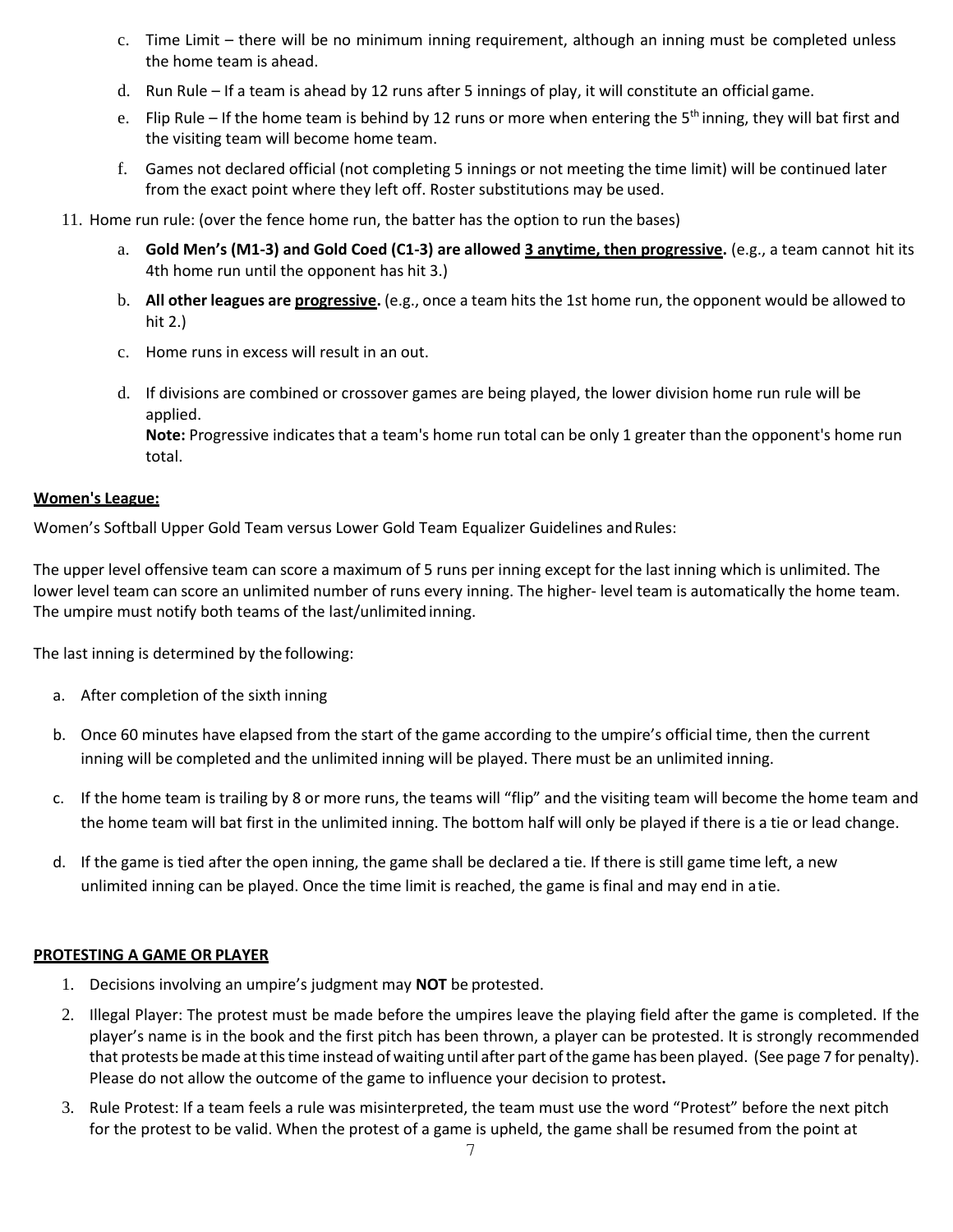c. Time Limit – there will be no minimum inning requirement, although an inning must be completed unless the home team is ahead.

d. Run Rule – If a team is ahead by 12 runs after 5 innings of play, it will constitute an official game.

e. Flip Rule – If the home team is behind by 12 runs or more when entering the 5th inning, they will bat first and the visiting team will become home team.

f. Games not declared official (not completing 5 innings or not meeting the time limit) will be continued later from the exact point where they left off. Roster substitutions may be used.

11. Home run rule: (over the fence home run, the batter has the option to run the bases)

    a. **Gold Men's (M1-3) and Gold Coed (C1-3) are allowed <u>3 anytime, then progressive</u>.** (e.g., a team cannot hit its 4th home run until the opponent has hit 3.)

    b. **All other leagues are <u>progressive</u>.** (e.g., once a team hits the 1st home run, the opponent would be allowed to hit 2.)

    c. Home runs in excess will result in an out.

    d. If divisions are combined or crossover games are being played, the lower division home run rule will be applied.
    **Note:** Progressive indicates that a team's home run total can be only 1 greater than the opponent's home run total.

**<u>Women's League:</u>**

Women's Softball Upper Gold Team versus Lower Gold Team Equalizer Guidelines and Rules:

The upper level offensive team can score a maximum of 5 runs per inning except for the last inning which is unlimited. The lower level team can score an unlimited number of runs every inning. The higher- level team is automatically the home team. The umpire must notify both teams of the last/unlimited inning.

The last inning is determined by the following:

a. After completion of the sixth inning

b. Once 60 minutes have elapsed from the start of the game according to the umpire's official time, then the current inning will be completed and the unlimited inning will be played. There must be an unlimited inning.

c. If the home team is trailing by 8 or more runs, the teams will "flip" and the visiting team will become the home team and the home team will bat first in the unlimited inning. The bottom half will only be played if there is a tie or lead change.

d. If the game is tied after the open inning, the game shall be declared a tie. If there is still game time left, a new unlimited inning can be played. Once the time limit is reached, the game is final and may end in a tie.

**<u>PROTESTING A GAME OR PLAYER</u>**

1. Decisions involving an umpire's judgment may **NOT** be protested.
2. Illegal Player: The protest must be made before the umpires leave the playing field after the game is completed. If the player's name is in the book and the first pitch has been thrown, a player can be protested. It is strongly recommended that protests be made at this time instead of waiting until after part of the game has been played. (See page 7 for penalty). Please do not allow the outcome of the game to influence your decision to protest**.**
3. Rule Protest: If a team feels a rule was misinterpreted, the team must use the word "Protest" before the next pitch for the protest to be valid. When the protest of a game is upheld, the game shall be resumed from the point at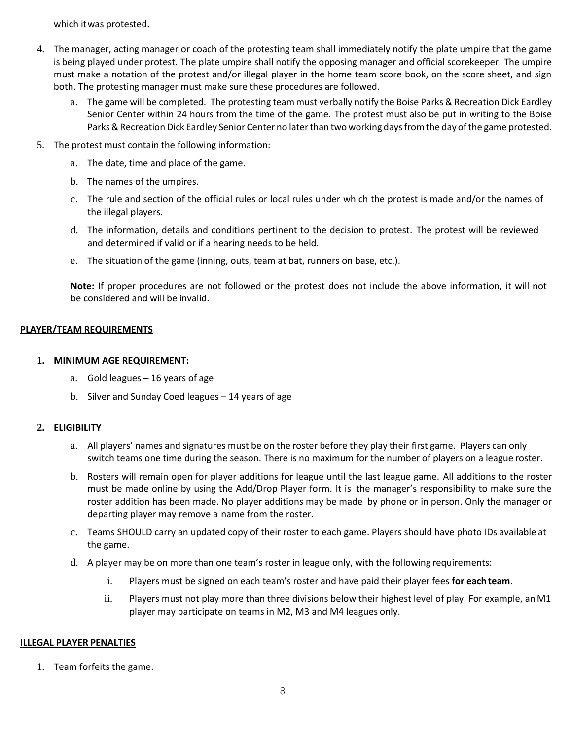which it was protested.

4. The manager, acting manager or coach of the protesting team shall immediately notify the plate umpire that the game is being played under protest. The plate umpire shall notify the opposing manager and official scorekeeper. The umpire must make a notation of the protest and/or illegal player in the home team score book, on the score sheet, and sign both. The protesting manager must make sure these procedures are followed.
   a. The game will be completed. The protesting team must verbally notify the Boise Parks & Recreation Dick Eardley Senior Center within 24 hours from the time of the game. The protest must also be put in writing to the Boise Parks & Recreation Dick Eardley Senior Center no later than two working days from the day of the game protested.
5. The protest must contain the following information:
   a. The date, time and place of the game.
   b. The names of the umpires.
   c. The rule and section of the official rules or local rules under which the protest is made and/or the names of the illegal players.
   d. The information, details and conditions pertinent to the decision to protest. The protest will be reviewed and determined if valid or if a hearing needs to be held.
   e. The situation of the game (inning, outs, team at bat, runners on base, etc.).

   **Note:** If proper procedures are not followed or the protest does not include the above information, it will not be considered and will be invalid.

## PLAYER/TEAM REQUIREMENTS

1. **MINIMUM AGE REQUIREMENT:**
   a. Gold leagues – 16 years of age
   b. Silver and Sunday Coed leagues – 14 years of age
2. **ELIGIBILITY**
   a. All players' names and signatures must be on the roster before they play their first game. Players can only switch teams one time during the season. There is no maximum for the number of players on a league roster.
   b. Rosters will remain open for player additions for league until the last league game. All additions to the roster must be made online by using the Add/Drop Player form. It is the manager's responsibility to make sure the roster addition has been made. No player additions may be made by phone or in person. Only the manager or departing player may remove a name from the roster.
   c. Teams SHOULD carry an updated copy of their roster to each game. Players should have photo IDs available at the game.
   d. A player may be on more than one team's roster in league only, with the following requirements:
      i. Players must be signed on each team's roster and have paid their player fees **for each team**.
      ii. Players must not play more than three divisions below their highest level of play. For example, an M1 player may participate on teams in M2, M3 and M4 leagues only.

## ILLEGAL PLAYER PENALTIES

1. Team forfeits the game.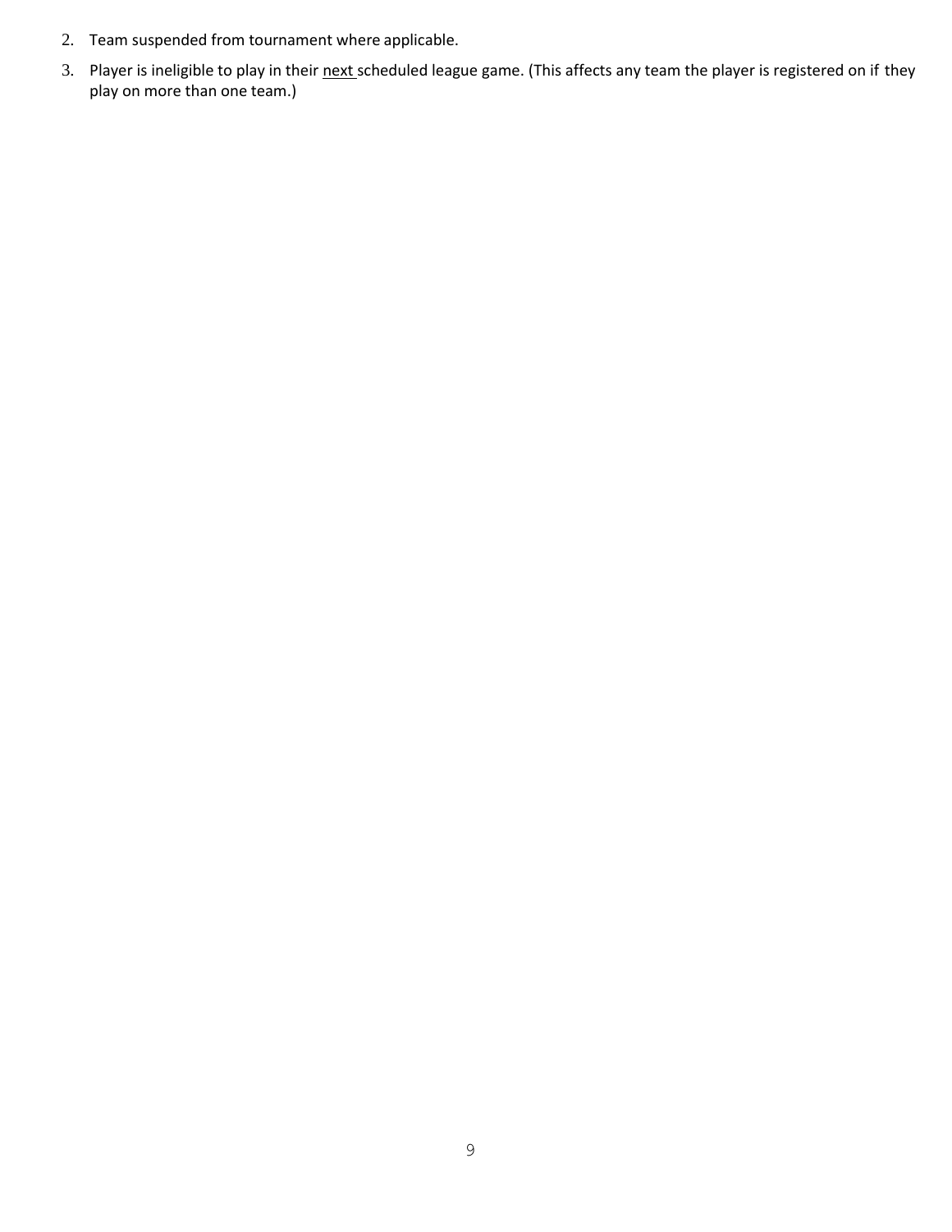2. Team suspended from tournament where applicable.
3. Player is ineligible to play in their <u>next</u> scheduled league game. (This affects any team the player is registered on if they play on more than one team.)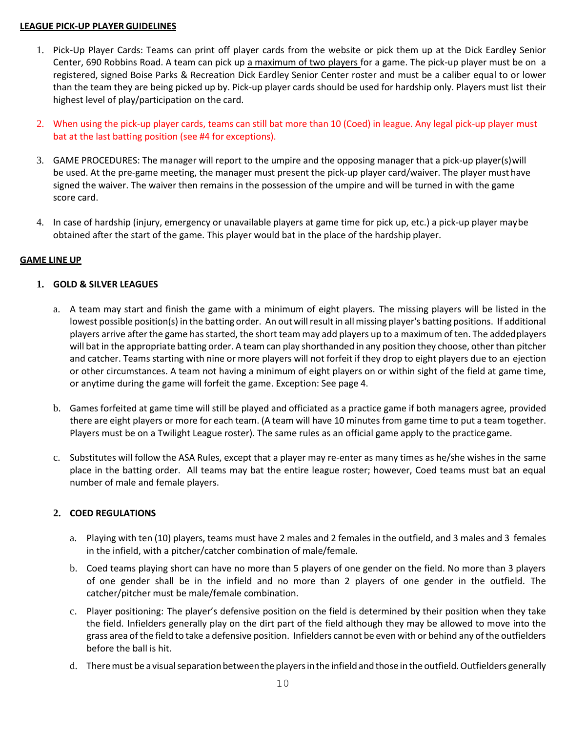**LEAGUE PICK-UP PLAYER GUIDELINES**

1. Pick-Up Player Cards: Teams can print off player cards from the website or pick them up at the Dick Eardley Senior Center, 690 Robbins Road. A team can pick up a maximum of two players for a game. The pick-up player must be on a registered, signed Boise Parks & Recreation Dick Eardley Senior Center roster and must be a caliber equal to or lower than the team they are being picked up by. Pick-up player cards should be used for hardship only. Players must list their highest level of play/participation on the card.

2. When using the pick-up player cards, teams can still bat more than 10 (Coed) in league. Any legal pick-up player must bat at the last batting position (see #4 for exceptions).

3. GAME PROCEDURES: The manager will report to the umpire and the opposing manager that a pick-up player(s) will be used. At the pre-game meeting, the manager must present the pick-up player card/waiver. The player must have signed the waiver. The waiver then remains in the possession of the umpire and will be turned in with the game score card.

4. In case of hardship (injury, emergency or unavailable players at game time for pick up, etc.) a pick-up player may be obtained after the start of the game. This player would bat in the place of the hardship player.

**GAME LINE UP**

1. **GOLD & SILVER LEAGUES**

   a. A team may start and finish the game with a minimum of eight players. The missing players will be listed in the lowest possible position(s) in the batting order. An out will result in all missing player's batting positions. If additional players arrive after the game has started, the short team may add players up to a maximum of ten. The added players will bat in the appropriate batting order. A team can play shorthanded in any position they choose, other than pitcher and catcher. Teams starting with nine or more players will not forfeit if they drop to eight players due to an ejection or other circumstances. A team not having a minimum of eight players on or within sight of the field at game time, or anytime during the game will forfeit the game. Exception: See page 4.

   b. Games forfeited at game time will still be played and officiated as a practice game if both managers agree, provided there are eight players or more for each team. (A team will have 10 minutes from game time to put a team together. Players must be on a Twilight League roster). The same rules as an official game apply to the practice game.

   c. Substitutes will follow the ASA Rules, except that a player may re-enter as many times as he/she wishes in the same place in the batting order. All teams may bat the entire league roster; however, Coed teams must bat an equal number of male and female players.

2. **COED REGULATIONS**

   a. Playing with ten (10) players, teams must have 2 males and 2 females in the outfield, and 3 males and 3 females in the infield, with a pitcher/catcher combination of male/female.

   b. Coed teams playing short can have no more than 5 players of one gender on the field. No more than 3 players of one gender shall be in the infield and no more than 2 players of one gender in the outfield. The catcher/pitcher must be male/female combination.

   c. Player positioning: The player's defensive position on the field is determined by their position when they take the field. Infielders generally play on the dirt part of the field although they may be allowed to move into the grass area of the field to take a defensive position. Infielders cannot be even with or behind any of the outfielders before the ball is hit.

   d. There must be a visual separation between the players in the infield and those in the outfield. Outfielders generally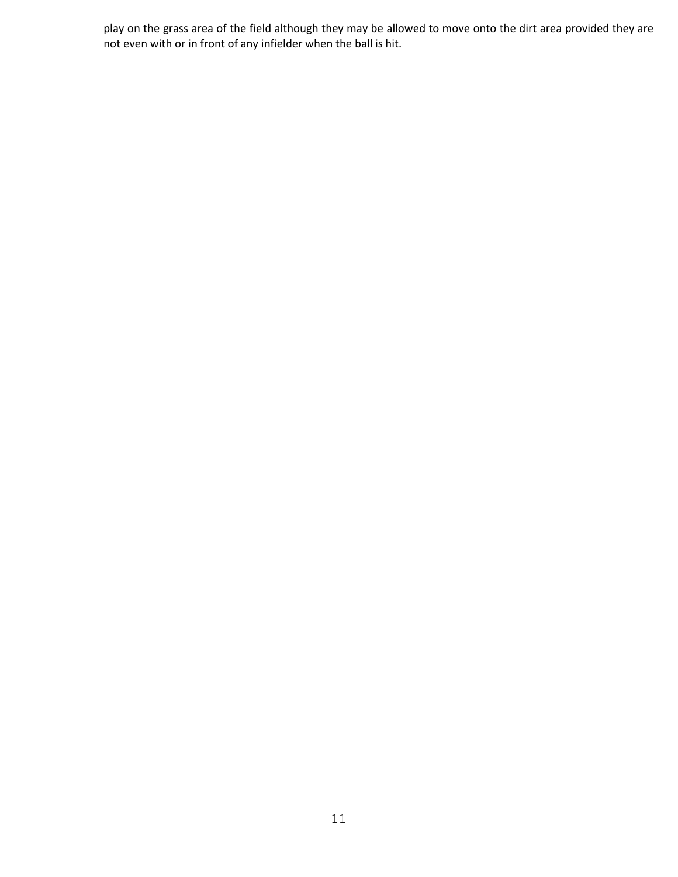play on the grass area of the field although they may be allowed to move onto the dirt area provided they are not even with or in front of any infielder when the ball is hit.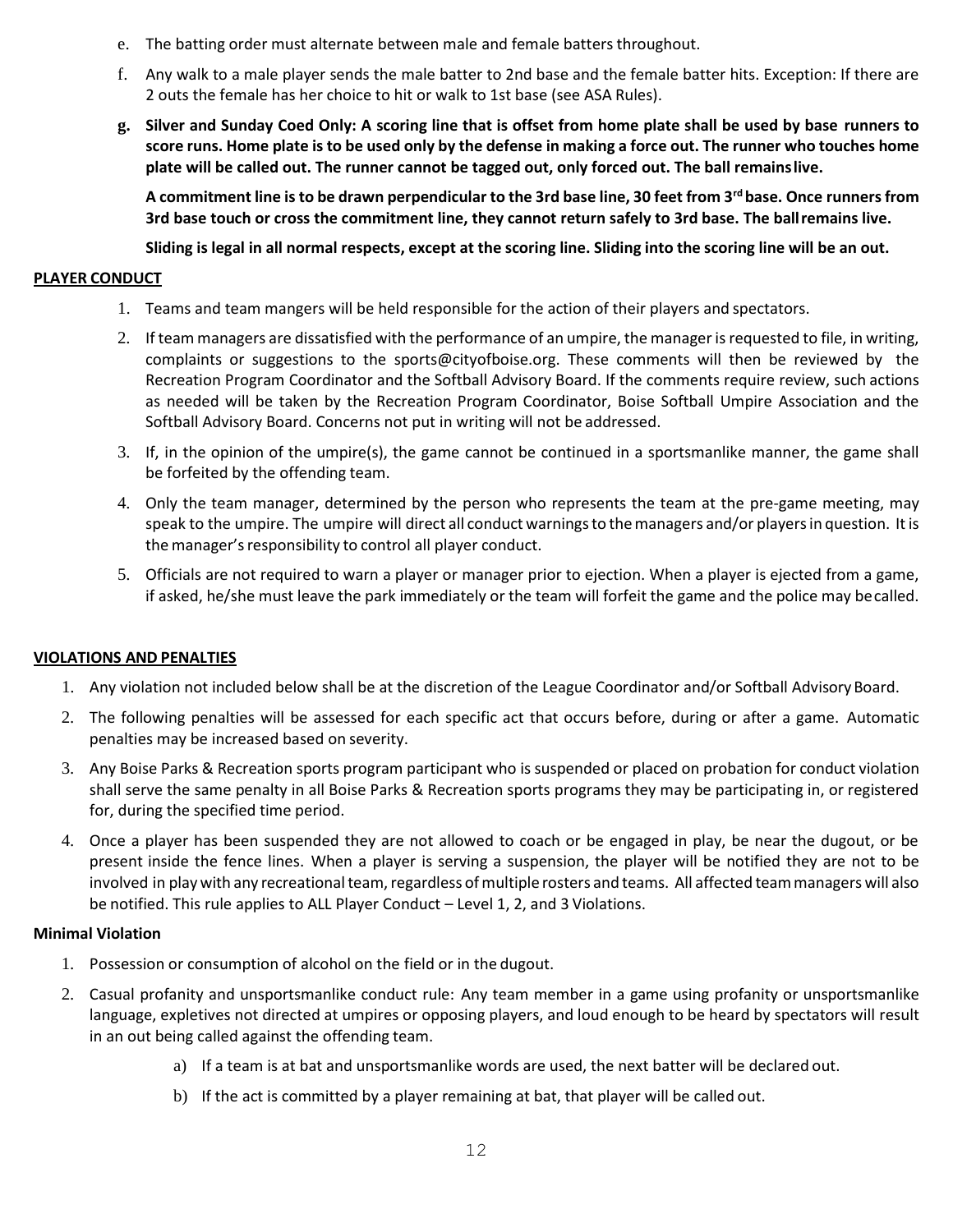e. The batting order must alternate between male and female batters throughout.

f. Any walk to a male player sends the male batter to 2nd base and the female batter hits. Exception: If there are 2 outs the female has her choice to hit or walk to 1st base (see ASA Rules).

**g. Silver and Sunday Coed Only: A scoring line that is offset from home plate shall be used by base runners to score runs. Home plate is to be used only by the defense in making a force out. The runner who touches home plate will be called out. The runner cannot be tagged out, only forced out. The ball remains live.**

**A commitment line is to be drawn perpendicular to the 3rd base line, 30 feet from 3rd base. Once runners from 3rd base touch or cross the commitment line, they cannot return safely to 3rd base. The ball remains live.**

**Sliding is legal in all normal respects, except at the scoring line. Sliding into the scoring line will be an out.**

**PLAYER CONDUCT**

1. Teams and team mangers will be held responsible for the action of their players and spectators.
2. If team managers are dissatisfied with the performance of an umpire, the manager is requested to file, in writing, complaints or suggestions to the sports@cityofboise.org. These comments will then be reviewed by the Recreation Program Coordinator and the Softball Advisory Board. If the comments require review, such actions as needed will be taken by the Recreation Program Coordinator, Boise Softball Umpire Association and the Softball Advisory Board. Concerns not put in writing will not be addressed.
3. If, in the opinion of the umpire(s), the game cannot be continued in a sportsmanlike manner, the game shall be forfeited by the offending team.
4. Only the team manager, determined by the person who represents the team at the pre-game meeting, may speak to the umpire. The umpire will direct all conduct warnings to the managers and/or players in question. It is the manager's responsibility to control all player conduct.
5. Officials are not required to warn a player or manager prior to ejection. When a player is ejected from a game, if asked, he/she must leave the park immediately or the team will forfeit the game and the police may be called.

**VIOLATIONS AND PENALTIES**

1. Any violation not included below shall be at the discretion of the League Coordinator and/or Softball Advisory Board.
2. The following penalties will be assessed for each specific act that occurs before, during or after a game. Automatic penalties may be increased based on severity.
3. Any Boise Parks & Recreation sports program participant who is suspended or placed on probation for conduct violation shall serve the same penalty in all Boise Parks & Recreation sports programs they may be participating in, or registered for, during the specified time period.
4. Once a player has been suspended they are not allowed to coach or be engaged in play, be near the dugout, or be present inside the fence lines. When a player is serving a suspension, the player will be notified they are not to be involved in play with any recreational team, regardless of multiple rosters and teams. All affected team managers will also be notified. This rule applies to ALL Player Conduct – Level 1, 2, and 3 Violations.

**Minimal Violation**

1. Possession or consumption of alcohol on the field or in the dugout.
2. Casual profanity and unsportsmanlike conduct rule: Any team member in a game using profanity or unsportsmanlike language, expletives not directed at umpires or opposing players, and loud enough to be heard by spectators will result in an out being called against the offending team.
   a) If a team is at bat and unsportsmanlike words are used, the next batter will be declared out.
   b) If the act is committed by a player remaining at bat, that player will be called out.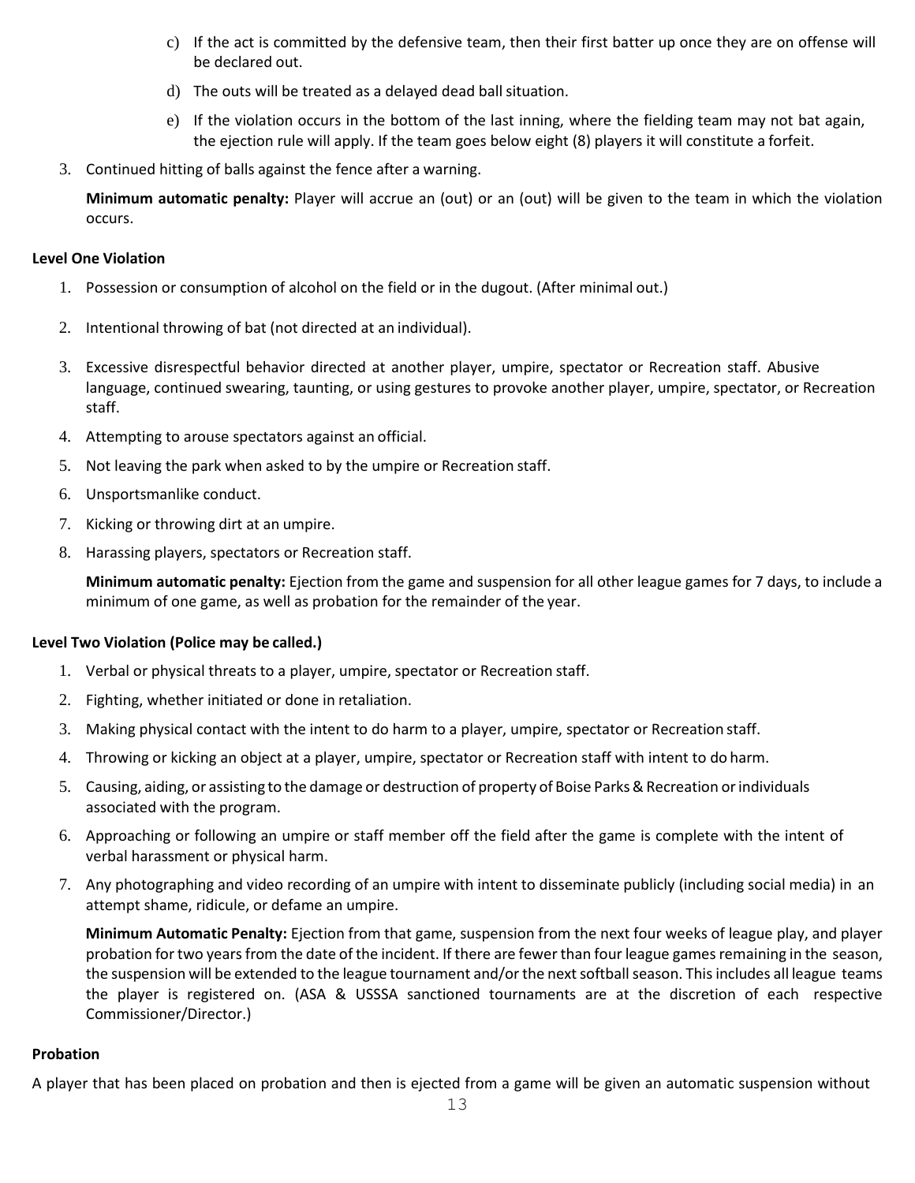c) If the act is committed by the defensive team, then their first batter up once they are on offense will be declared out.

d) The outs will be treated as a delayed dead ball situation.

e) If the violation occurs in the bottom of the last inning, where the fielding team may not bat again, the ejection rule will apply. If the team goes below eight (8) players it will constitute a forfeit.

3. Continued hitting of balls against the fence after a warning.

   **Minimum automatic penalty:** Player will accrue an (out) or an (out) will be given to the team in which the violation occurs.

**Level One Violation**

1. Possession or consumption of alcohol on the field or in the dugout. (After minimal out.)
2. Intentional throwing of bat (not directed at an individual).
3. Excessive disrespectful behavior directed at another player, umpire, spectator or Recreation staff. Abusive language, continued swearing, taunting, or using gestures to provoke another player, umpire, spectator, or Recreation staff.
4. Attempting to arouse spectators against an official.
5. Not leaving the park when asked to by the umpire or Recreation staff.
6. Unsportsmanlike conduct.
7. Kicking or throwing dirt at an umpire.
8. Harassing players, spectators or Recreation staff.

   **Minimum automatic penalty:** Ejection from the game and suspension for all other league games for 7 days, to include a minimum of one game, as well as probation for the remainder of the year.

**Level Two Violation (Police may be called.)**

1. Verbal or physical threats to a player, umpire, spectator or Recreation staff.
2. Fighting, whether initiated or done in retaliation.
3. Making physical contact with the intent to do harm to a player, umpire, spectator or Recreation staff.
4. Throwing or kicking an object at a player, umpire, spectator or Recreation staff with intent to do harm.
5. Causing, aiding, or assisting to the damage or destruction of property of Boise Parks & Recreation or individuals associated with the program.
6. Approaching or following an umpire or staff member off the field after the game is complete with the intent of verbal harassment or physical harm.
7. Any photographing and video recording of an umpire with intent to disseminate publicly (including social media) in an attempt shame, ridicule, or defame an umpire.

   **Minimum Automatic Penalty:** Ejection from that game, suspension from the next four weeks of league play, and player probation for two years from the date of the incident. If there are fewer than four league games remaining in the season, the suspension will be extended to the league tournament and/or the next softball season. This includes all league teams the player is registered on. (ASA & USSSA sanctioned tournaments are at the discretion of each respective Commissioner/Director.)

**Probation**

A player that has been placed on probation and then is ejected from a game will be given an automatic suspension without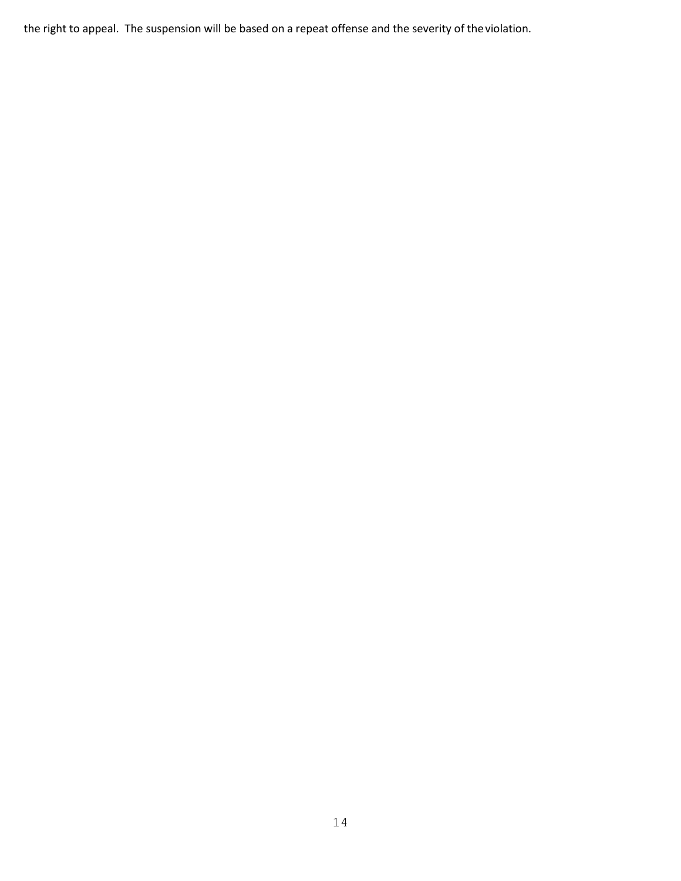the right to appeal. The suspension will be based on a repeat offense and the severity of the violation.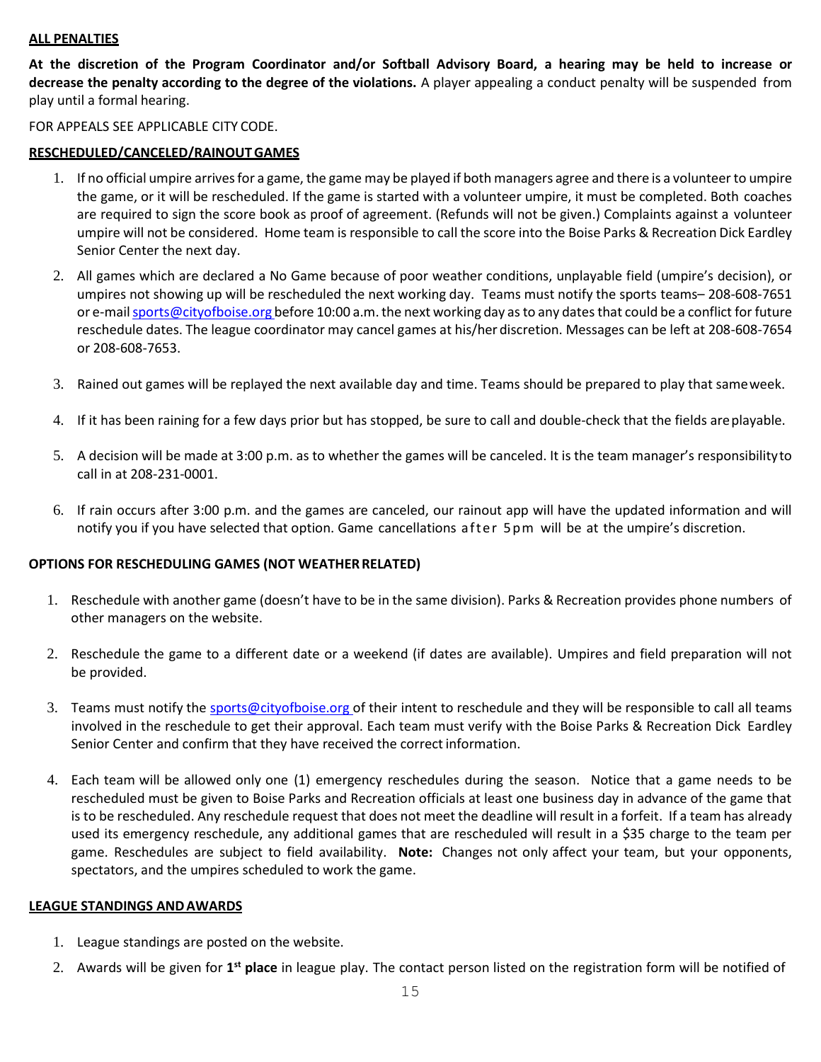**ALL PENALTIES**

**At the discretion of the Program Coordinator and/or Softball Advisory Board, a hearing may be held to increase or decrease the penalty according to the degree of the violations.** A player appealing a conduct penalty will be suspended from play until a formal hearing.

FOR APPEALS SEE APPLICABLE CITY CODE.

**RESCHEDULED/CANCELED/RAINOUT GAMES**

1. If no official umpire arrives for a game, the game may be played if both managers agree and there is a volunteer to umpire the game, or it will be rescheduled. If the game is started with a volunteer umpire, it must be completed. Both coaches are required to sign the score book as proof of agreement. (Refunds will not be given.) Complaints against a volunteer umpire will not be considered. Home team is responsible to call the score into the Boise Parks & Recreation Dick Eardley Senior Center the next day.
2. All games which are declared a No Game because of poor weather conditions, unplayable field (umpire's decision), or umpires not showing up will be rescheduled the next working day. Teams must notify the sports teams– 208-608-7651 or e-mail sports@cityofboise.org before 10:00 a.m. the next working day as to any dates that could be a conflict for future reschedule dates. The league coordinator may cancel games at his/her discretion. Messages can be left at 208-608-7654 or 208-608-7653.
3. Rained out games will be replayed the next available day and time. Teams should be prepared to play that same week.
4. If it has been raining for a few days prior but has stopped, be sure to call and double-check that the fields are playable.
5. A decision will be made at 3:00 p.m. as to whether the games will be canceled. It is the team manager's responsibility to call in at 208-231-0001.
6. If rain occurs after 3:00 p.m. and the games are canceled, our rainout app will have the updated information and will notify you if you have selected that option. Game cancellations after 5pm will be at the umpire's discretion.

**OPTIONS FOR RESCHEDULING GAMES (NOT WEATHER RELATED)**

1. Reschedule with another game (doesn't have to be in the same division). Parks & Recreation provides phone numbers of other managers on the website.
2. Reschedule the game to a different date or a weekend (if dates are available). Umpires and field preparation will not be provided.
3. Teams must notify the sports@cityofboise.org of their intent to reschedule and they will be responsible to call all teams involved in the reschedule to get their approval. Each team must verify with the Boise Parks & Recreation Dick Eardley Senior Center and confirm that they have received the correct information.
4. Each team will be allowed only one (1) emergency reschedules during the season. Notice that a game needs to be rescheduled must be given to Boise Parks and Recreation officials at least one business day in advance of the game that is to be rescheduled. Any reschedule request that does not meet the deadline will result in a forfeit. If a team has already used its emergency reschedule, any additional games that are rescheduled will result in a $35 charge to the team per game. Reschedules are subject to field availability. **Note:** Changes not only affect your team, but your opponents, spectators, and the umpires scheduled to work the game.

**LEAGUE STANDINGS AND AWARDS**

1. League standings are posted on the website.
2. Awards will be given for **1st place** in league play. The contact person listed on the registration form will be notified of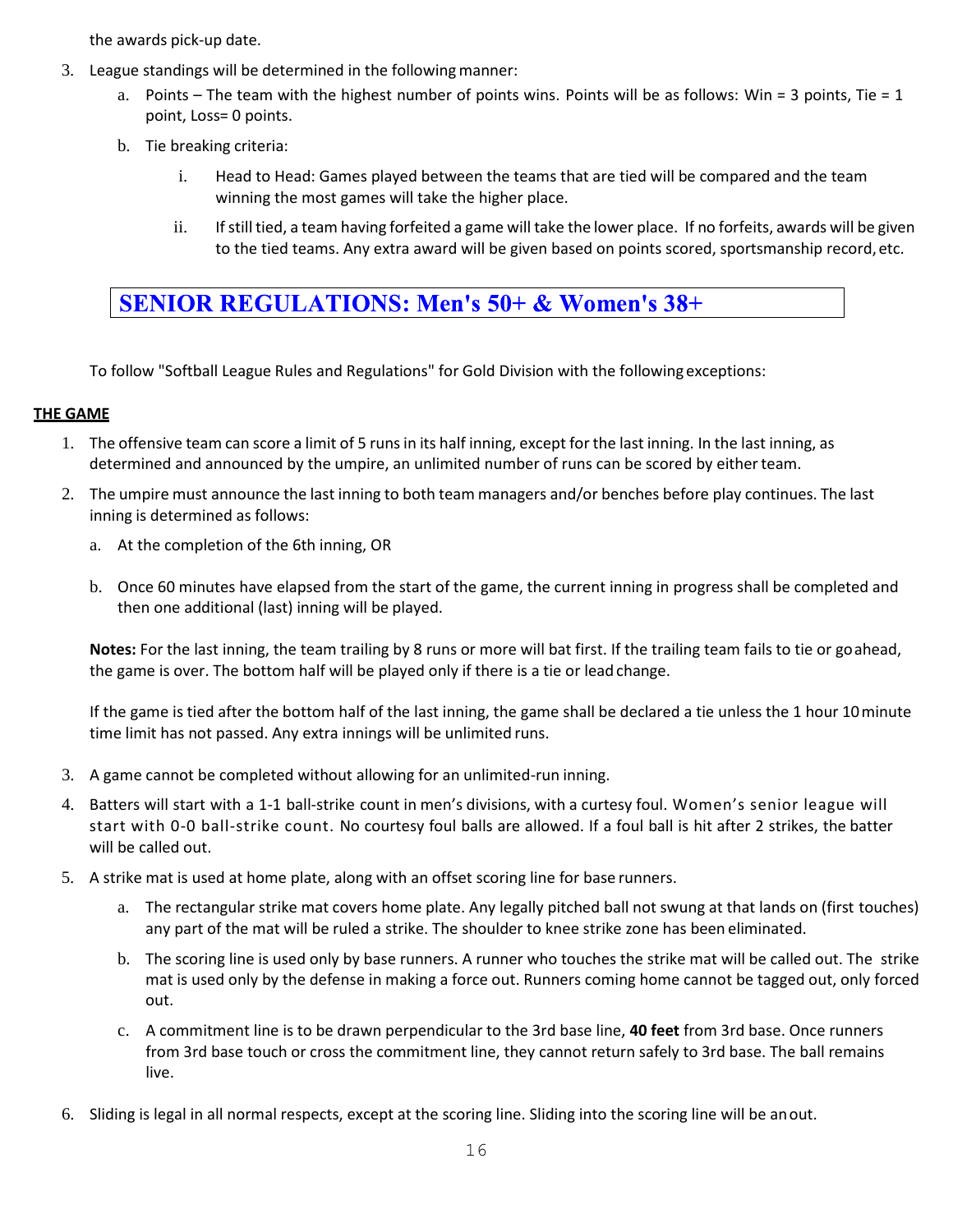the awards pick-up date.

3. League standings will be determined in the following manner:
   a. Points – The team with the highest number of points wins. Points will be as follows: Win = 3 points, Tie = 1 point, Loss= 0 points.
   b. Tie breaking criteria:
      i. Head to Head: Games played between the teams that are tied will be compared and the team winning the most games will take the higher place.
      ii. If still tied, a team having forfeited a game will take the lower place. If no forfeits, awards will be given to the tied teams. Any extra award will be given based on points scored, sportsmanship record, etc.

## SENIOR REGULATIONS: Men's 50+ & Women's 38+

To follow "Softball League Rules and Regulations" for Gold Division with the following exceptions:

### THE GAME

1. The offensive team can score a limit of 5 runs in its half inning, except for the last inning. In the last inning, as determined and announced by the umpire, an unlimited number of runs can be scored by either team.
2. The umpire must announce the last inning to both team managers and/or benches before play continues. The last inning is determined as follows:
   a. At the completion of the 6th inning, OR
   b. Once 60 minutes have elapsed from the start of the game, the current inning in progress shall be completed and then one additional (last) inning will be played.

   **Notes:** For the last inning, the team trailing by 8 runs or more will bat first. If the trailing team fails to tie or go ahead, the game is over. The bottom half will be played only if there is a tie or lead change.

   If the game is tied after the bottom half of the last inning, the game shall be declared a tie unless the 1 hour 10 minute time limit has not passed. Any extra innings will be unlimited runs.

3. A game cannot be completed without allowing for an unlimited-run inning.
4. Batters will start with a 1-1 ball-strike count in men's divisions, with a curtesy foul. Women's senior league will start with 0-0 ball-strike count. No courtesy foul balls are allowed. If a foul ball is hit after 2 strikes, the batter will be called out.
5. A strike mat is used at home plate, along with an offset scoring line for base runners.
   a. The rectangular strike mat covers home plate. Any legally pitched ball not swung at that lands on (first touches) any part of the mat will be ruled a strike. The shoulder to knee strike zone has been eliminated.
   b. The scoring line is used only by base runners. A runner who touches the strike mat will be called out. The strike mat is used only by the defense in making a force out. Runners coming home cannot be tagged out, only forced out.
   c. A commitment line is to be drawn perpendicular to the 3rd base line, **40 feet** from 3rd base. Once runners from 3rd base touch or cross the commitment line, they cannot return safely to 3rd base. The ball remains live.
6. Sliding is legal in all normal respects, except at the scoring line. Sliding into the scoring line will be an out.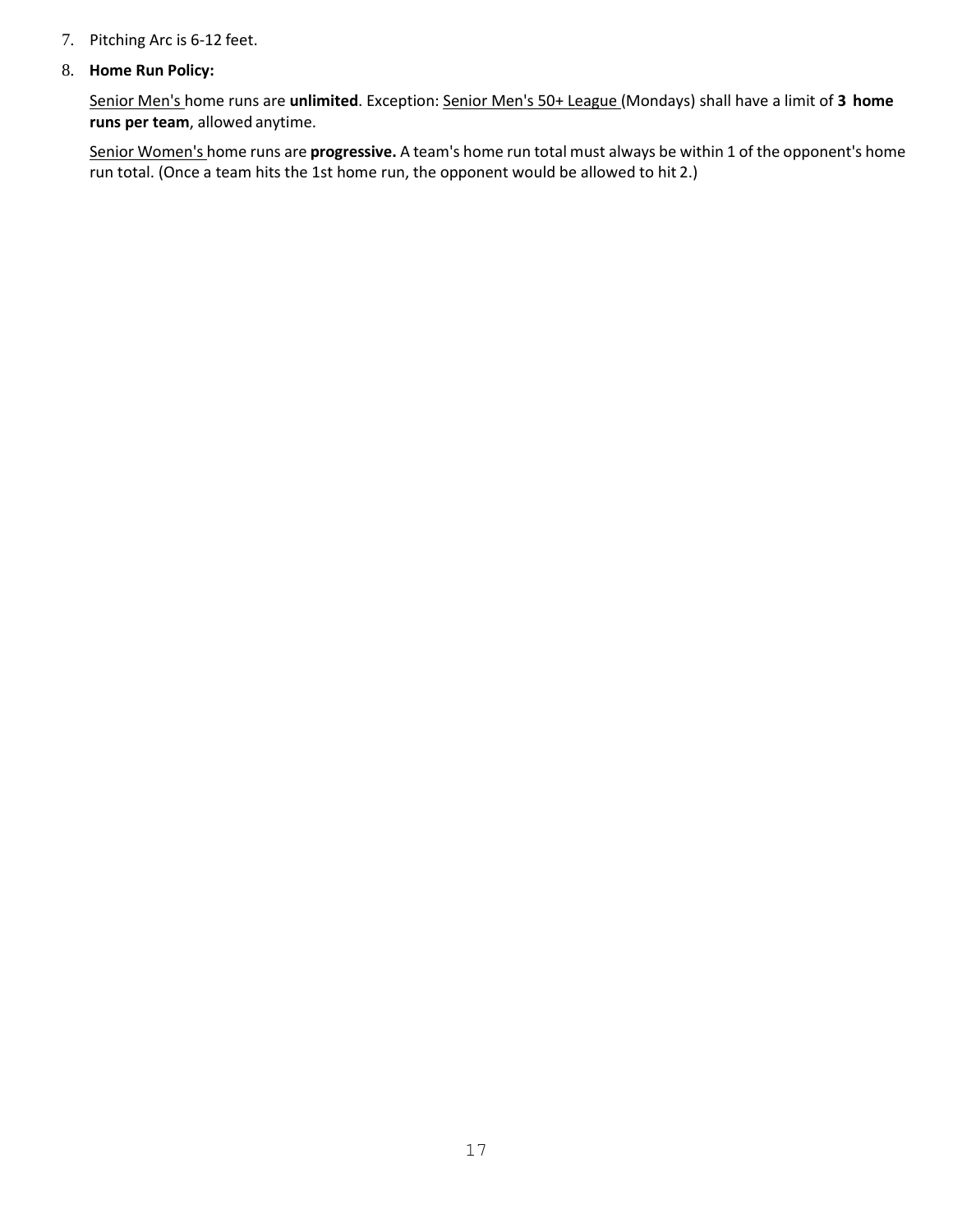7. Pitching Arc is 6-12 feet.

8. **Home Run Policy:**

   Senior Men's home runs are **unlimited**. Exception: Senior Men's 50+ League (Mondays) shall have a limit of **3 home runs per team**, allowed anytime.

   Senior Women's home runs are **progressive.** A team's home run total must always be within 1 of the opponent's home run total. (Once a team hits the 1st home run, the opponent would be allowed to hit 2.)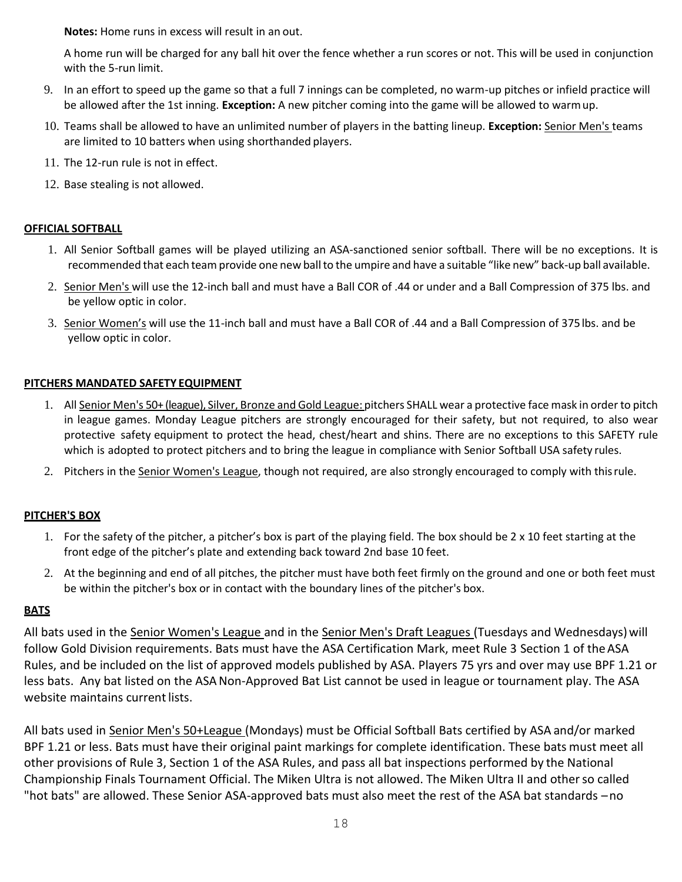**Notes:** Home runs in excess will result in an out.

A home run will be charged for any ball hit over the fence whether a run scores or not. This will be used in conjunction with the 5-run limit.

9. In an effort to speed up the game so that a full 7 innings can be completed, no warm-up pitches or infield practice will be allowed after the 1st inning. **Exception:** A new pitcher coming into the game will be allowed to warm up.
10. Teams shall be allowed to have an unlimited number of players in the batting lineup. **Exception:** Senior Men's teams are limited to 10 batters when using shorthanded players.
11. The 12-run rule is not in effect.
12. Base stealing is not allowed.

**OFFICIAL SOFTBALL**

1. All Senior Softball games will be played utilizing an ASA-sanctioned senior softball. There will be no exceptions. It is recommended that each team provide one new ball to the umpire and have a suitable "like new" back-up ball available.
2. Senior Men's will use the 12-inch ball and must have a Ball COR of .44 or under and a Ball Compression of 375 lbs. and be yellow optic in color.
3. Senior Women's will use the 11-inch ball and must have a Ball COR of .44 and a Ball Compression of 375 lbs. and be yellow optic in color.

**PITCHERS MANDATED SAFETY EQUIPMENT**

1. All Senior Men's 50+ (league), Silver, Bronze and Gold League: pitchers SHALL wear a protective face mask in order to pitch in league games. Monday League pitchers are strongly encouraged for their safety, but not required, to also wear protective safety equipment to protect the head, chest/heart and shins. There are no exceptions to this SAFETY rule which is adopted to protect pitchers and to bring the league in compliance with Senior Softball USA safety rules.
2. Pitchers in the Senior Women's League, though not required, are also strongly encouraged to comply with this rule.

**PITCHER'S BOX**

1. For the safety of the pitcher, a pitcher's box is part of the playing field. The box should be 2 x 10 feet starting at the front edge of the pitcher's plate and extending back toward 2nd base 10 feet.
2. At the beginning and end of all pitches, the pitcher must have both feet firmly on the ground and one or both feet must be within the pitcher's box or in contact with the boundary lines of the pitcher's box.

**BATS**

All bats used in the Senior Women's League and in the Senior Men's Draft Leagues (Tuesdays and Wednesdays) will follow Gold Division requirements. Bats must have the ASA Certification Mark, meet Rule 3 Section 1 of the ASA Rules, and be included on the list of approved models published by ASA. Players 75 yrs and over may use BPF 1.21 or less bats. Any bat listed on the ASA Non-Approved Bat List cannot be used in league or tournament play. The ASA website maintains current lists.

All bats used in Senior Men's 50+League (Mondays) must be Official Softball Bats certified by ASA and/or marked BPF 1.21 or less. Bats must have their original paint markings for complete identification. These bats must meet all other provisions of Rule 3, Section 1 of the ASA Rules, and pass all bat inspections performed by the National Championship Finals Tournament Official. The Miken Ultra is not allowed. The Miken Ultra II and other so called "hot bats" are allowed. These Senior ASA-approved bats must also meet the rest of the ASA bat standards – no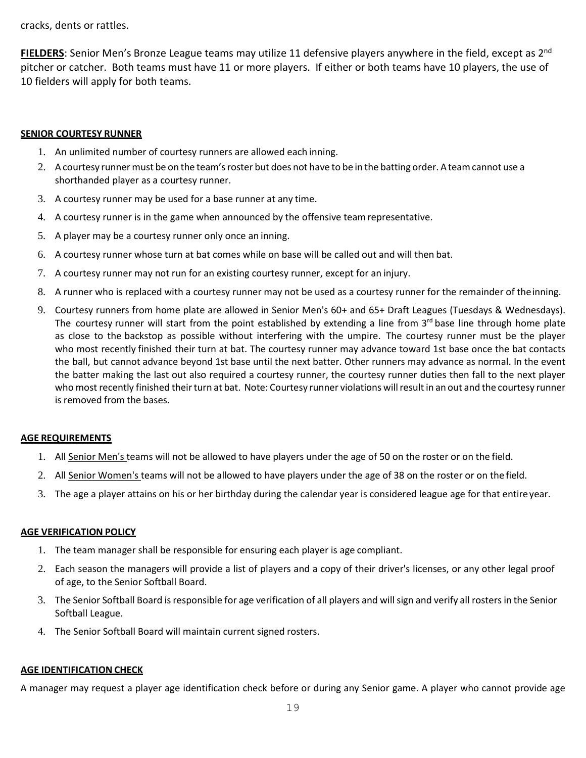cracks, dents or rattles.

**FIELDERS**: Senior Men's Bronze League teams may utilize 11 defensive players anywhere in the field, except as 2nd pitcher or catcher. Both teams must have 11 or more players. If either or both teams have 10 players, the use of 10 fielders will apply for both teams.

**SENIOR COURTESY RUNNER**

1. An unlimited number of courtesy runners are allowed each inning.
2. A courtesy runner must be on the team's roster but does not have to be in the batting order. A team cannot use a shorthanded player as a courtesy runner.
3. A courtesy runner may be used for a base runner at any time.
4. A courtesy runner is in the game when announced by the offensive team representative.
5. A player may be a courtesy runner only once an inning.
6. A courtesy runner whose turn at bat comes while on base will be called out and will then bat.
7. A courtesy runner may not run for an existing courtesy runner, except for an injury.
8. A runner who is replaced with a courtesy runner may not be used as a courtesy runner for the remainder of the inning.
9. Courtesy runners from home plate are allowed in Senior Men's 60+ and 65+ Draft Leagues (Tuesdays & Wednesdays). The courtesy runner will start from the point established by extending a line from 3rd base line through home plate as close to the backstop as possible without interfering with the umpire. The courtesy runner must be the player who most recently finished their turn at bat. The courtesy runner may advance toward 1st base once the bat contacts the ball, but cannot advance beyond 1st base until the next batter. Other runners may advance as normal. In the event the batter making the last out also required a courtesy runner, the courtesy runner duties then fall to the next player who most recently finished their turn at bat. Note: Courtesy runner violations will result in an out and the courtesy runner is removed from the bases.

**AGE REQUIREMENTS**

1. All Senior Men's teams will not be allowed to have players under the age of 50 on the roster or on the field.
2. All Senior Women's teams will not be allowed to have players under the age of 38 on the roster or on the field.
3. The age a player attains on his or her birthday during the calendar year is considered league age for that entire year.

**AGE VERIFICATION POLICY**

1. The team manager shall be responsible for ensuring each player is age compliant.
2. Each season the managers will provide a list of players and a copy of their driver's licenses, or any other legal proof of age, to the Senior Softball Board.
3. The Senior Softball Board is responsible for age verification of all players and will sign and verify all rosters in the Senior Softball League.
4. The Senior Softball Board will maintain current signed rosters.

**AGE IDENTIFICATION CHECK**

A manager may request a player age identification check before or during any Senior game. A player who cannot provide age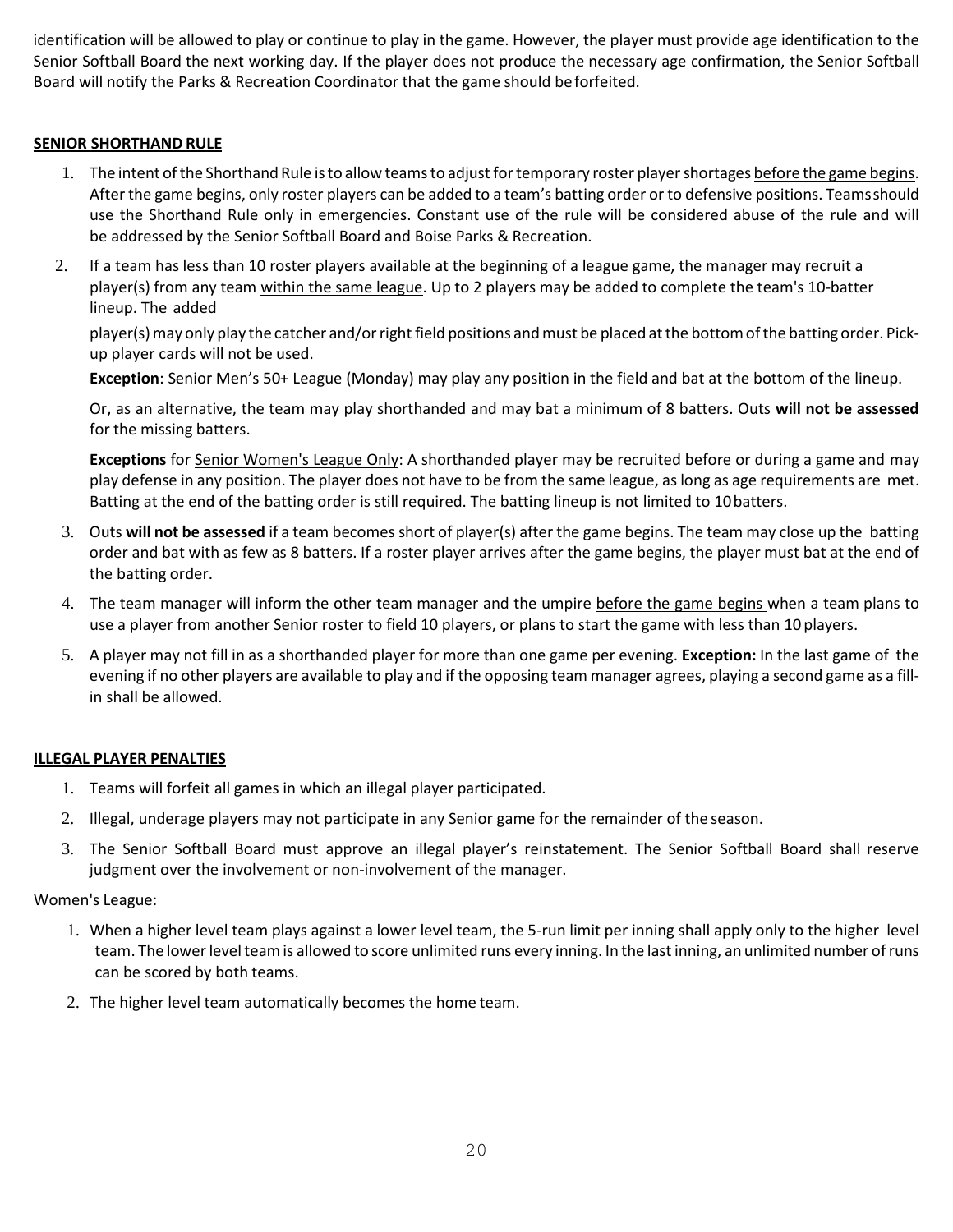identification will be allowed to play or continue to play in the game. However, the player must provide age identification to the Senior Softball Board the next working day. If the player does not produce the necessary age confirmation, the Senior Softball Board will notify the Parks & Recreation Coordinator that the game should be forfeited.

## SENIOR SHORTHAND RULE

1. The intent of the Shorthand Rule is to allow teams to adjust for temporary roster player shortages before the game begins. After the game begins, only roster players can be added to a team's batting order or to defensive positions. Teams should use the Shorthand Rule only in emergencies. Constant use of the rule will be considered abuse of the rule and will be addressed by the Senior Softball Board and Boise Parks & Recreation.
2. If a team has less than 10 roster players available at the beginning of a league game, the manager may recruit a player(s) from any team within the same league. Up to 2 players may be added to complete the team's 10-batter lineup. The added

   player(s) may only play the catcher and/or right field positions and must be placed at the bottom of the batting order. Pick-up player cards will not be used.

   **Exception**: Senior Men's 50+ League (Monday) may play any position in the field and bat at the bottom of the lineup.

   Or, as an alternative, the team may play shorthanded and may bat a minimum of 8 batters. Outs **will not be assessed** for the missing batters.

   **Exceptions** for Senior Women's League Only: A shorthanded player may be recruited before or during a game and may play defense in any position. The player does not have to be from the same league, as long as age requirements are met. Batting at the end of the batting order is still required. The batting lineup is not limited to 10 batters.
3. Outs **will not be assessed** if a team becomes short of player(s) after the game begins. The team may close up the batting order and bat with as few as 8 batters. If a roster player arrives after the game begins, the player must bat at the end of the batting order.
4. The team manager will inform the other team manager and the umpire before the game begins when a team plans to use a player from another Senior roster to field 10 players, or plans to start the game with less than 10 players.
5. A player may not fill in as a shorthanded player for more than one game per evening. **Exception:** In the last game of the evening if no other players are available to play and if the opposing team manager agrees, playing a second game as a fill-in shall be allowed.

## ILLEGAL PLAYER PENALTIES

1. Teams will forfeit all games in which an illegal player participated.
2. Illegal, underage players may not participate in any Senior game for the remainder of the season.
3. The Senior Softball Board must approve an illegal player's reinstatement. The Senior Softball Board shall reserve judgment over the involvement or non-involvement of the manager.

Women's League:

1. When a higher level team plays against a lower level team, the 5-run limit per inning shall apply only to the higher level team. The lower level team is allowed to score unlimited runs every inning. In the last inning, an unlimited number of runs can be scored by both teams.
2. The higher level team automatically becomes the home team.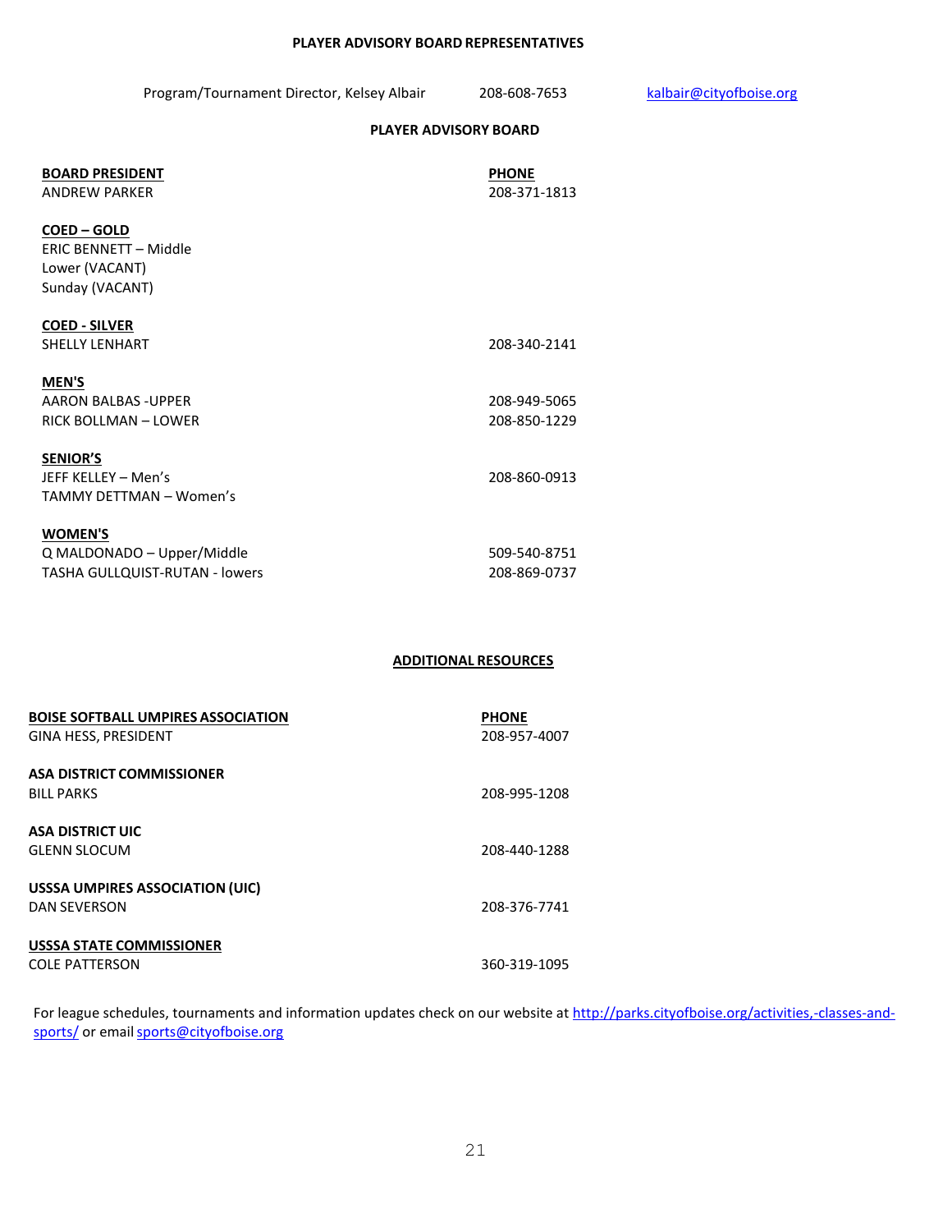## PLAYER ADVISORY BOARD REPRESENTATIVES

Program/Tournament Director, Kelsey Albair 208-608-7653 kalbair@cityofboise.org

### PLAYER ADVISORY BOARD

| BOARD PRESIDENT | PHONE |
|---|---|
| ANDREW PARKER | 208-371-1813 |
| | |
| **COED – GOLD** | |
| ERIC BENNETT – Middle | |
| Lower (VACANT) | |
| Sunday (VACANT) | |
| | |
| **COED - SILVER** | |
| SHELLY LENHART | 208-340-2141 |
| | |
| **MEN'S** | |
| AARON BALBAS -UPPER | 208-949-5065 |
| RICK BOLLMAN – LOWER | 208-850-1229 |
| | |
| **SENIOR'S** | |
| JEFF KELLEY – Men's | 208-860-0913 |
| TAMMY DETTMAN – Women's | |
| | |
| **WOMEN'S** | |
| Q MALDONADO – Upper/Middle | 509-540-8751 |
| TASHA GULLQUIST-RUTAN - lowers | 208-869-0737 |

### ADDITIONAL RESOURCES

| BOISE SOFTBALL UMPIRES ASSOCIATION | PHONE |
|---|---|
| GINA HESS, PRESIDENT | 208-957-4007 |
| | |
| **ASA DISTRICT COMMISSIONER** | |
| BILL PARKS | 208-995-1208 |
| | |
| **ASA DISTRICT UIC** | |
| GLENN SLOCUM | 208-440-1288 |
| | |
| **USSSA UMPIRES ASSOCIATION (UIC)** | |
| DAN SEVERSON | 208-376-7741 |
| | |
| **USSSA STATE COMMISSIONER** | |
| COLE PATTERSON | 360-319-1095 |

For league schedules, tournaments and information updates check on our website at http://parks.cityofboise.org/activities,-classes-and-sports/ or email sports@cityofboise.org